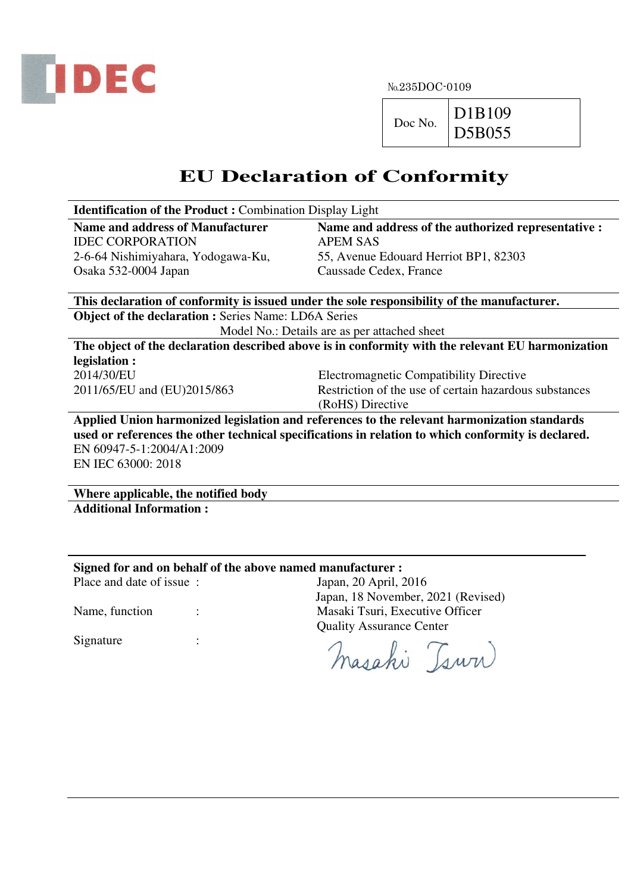IDEC

№235DOC-0109

| Doc No. | D1B109<br>D5B055 |
|---|---|

# EU Declaration of Conformity

**Identification of the Product :** Combination Display Light

| **Name and address of Manufacturer** | **Name and address of the authorized representative :** |
|---|---|
| IDEC CORPORATION | APEM SAS |
| 2-6-64 Nishimiyahara, Yodogawa-Ku, | 55, Avenue Edouard Herriot BP1, 82303 |
| Osaka 532-0004 Japan | Caussade Cedex, France |

**This declaration of conformity is issued under the sole responsibility of the manufacturer.**

**Object of the declaration :** Series Name: LD6A Series
Model No.: Details are as per attached sheet

**The object of the declaration described above is in conformity with the relevant EU harmonization legislation :**

| | |
|---|---|
| 2014/30/EU | Electromagnetic Compatibility Directive |
| 2011/65/EU and (EU)2015/863 | Restriction of the use of certain hazardous substances (RoHS) Directive |

**Applied Union harmonized legislation and references to the relevant harmonization standards used or references the other technical specifications in relation to which conformity is declared.**

EN 60947-5-1:2004/A1:2009
EN IEC 63000: 2018

**Where applicable, the notified body**

**Additional Information :**

**Signed for and on behalf of the above named manufacturer :**

| | |
|---|---|
| Place and date of issue : | Japan, 20 April, 2016<br>Japan, 18 November, 2021 (Revised) |
| Name, function : | Masaki Tsuri, Executive Officer<br>Quality Assurance Center |
| Signature : | Masaki Tsuri |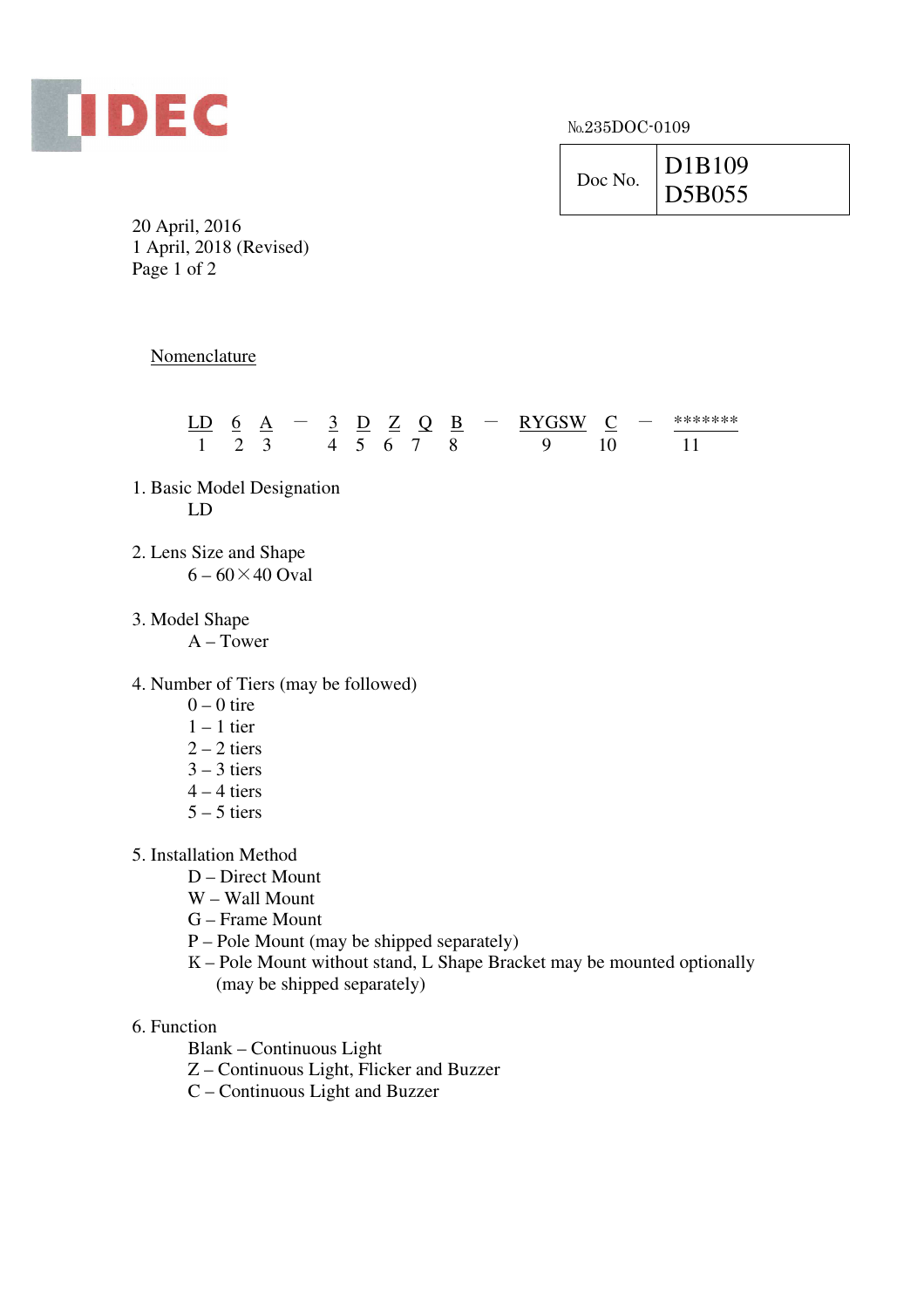№.235DOC-0109

| Doc No. | D1B109<br>D5B055 |
| --- | --- |

20 April, 2016
1 April, 2018 (Revised)

Nomenclature

| LD | 6 | A | — | 3 | D | Z | Q | B | — | RYGSW | C | — | ******* |
| --- | --- | --- | --- | --- | --- | --- | --- | --- | --- | --- | --- | --- | --- |
| 1 | 2 | 3 | | 4 | 5 | 6 | 7 | 8 | | 9 | 10 | | 11 |

1. Basic Model Designation
   LD

2. Lens Size and Shape
   6 – 60×40 Oval

3. Model Shape
   A – Tower

4. Number of Tiers (may be followed)
   0 – 0 tire
   1 – 1 tier
   2 – 2 tiers
   3 – 3 tiers
   4 – 4 tiers
   5 – 5 tiers

5. Installation Method
   D – Direct Mount
   W – Wall Mount
   G – Frame Mount
   P – Pole Mount (may be shipped separately)
   K – Pole Mount without stand, L Shape Bracket may be mounted optionally
   (may be shipped separately)

6. Function
   Blank – Continuous Light
   Z – Continuous Light, Flicker and Buzzer
   C – Continuous Light and Buzzer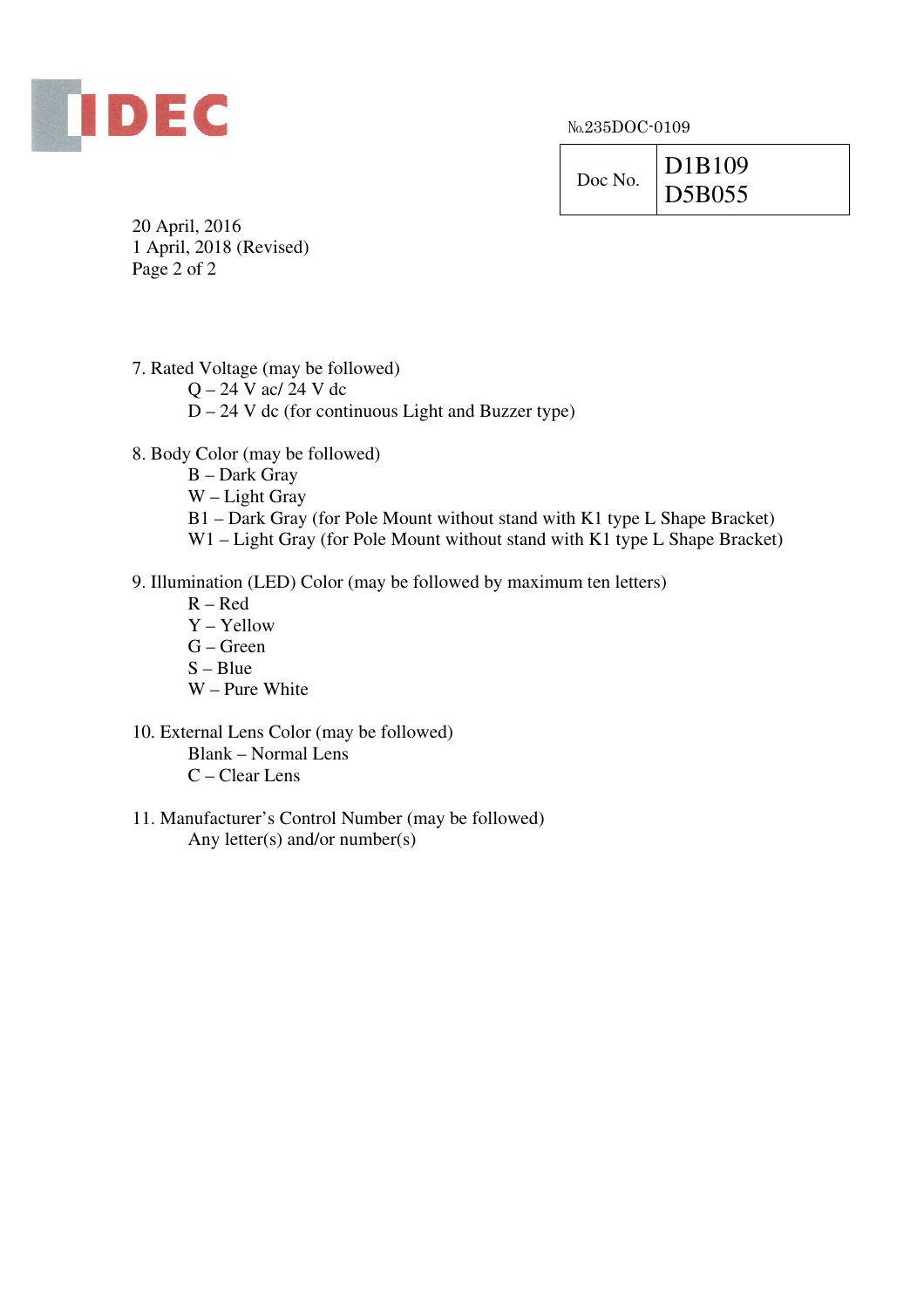№235DOC-0109

| Doc No. | D1B109<br>D5B055 |
|---|---|

20 April, 2016
1 April, 2018 (Revised)

7. Rated Voltage (may be followed)
   - Q – 24 V ac/ 24 V dc
   - D – 24 V dc (for continuous Light and Buzzer type)

8. Body Color (may be followed)
   - B – Dark Gray
   - W – Light Gray
   - B1 – Dark Gray (for Pole Mount without stand with K1 type L Shape Bracket)
   - W1 – Light Gray (for Pole Mount without stand with K1 type L Shape Bracket)

9. Illumination (LED) Color (may be followed by maximum ten letters)
   - R – Red
   - Y – Yellow
   - G – Green
   - S – Blue
   - W – Pure White

10. External Lens Color (may be followed)
    - Blank – Normal Lens
    - C – Clear Lens

11. Manufacturer's Control Number (may be followed)
    - Any letter(s) and/or number(s)